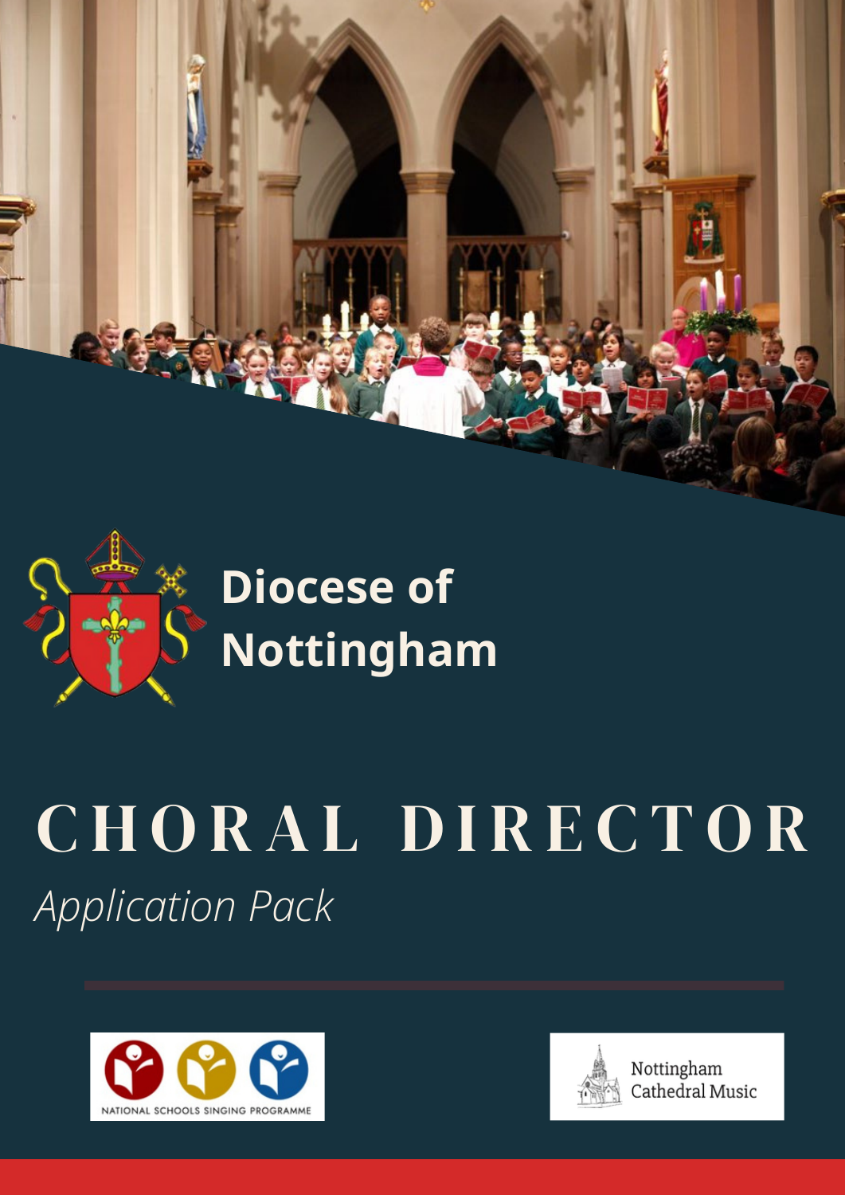# Diocese of Nottingham

# CHORAL DIRECTOR

*Application Pack*

NATIONAL SCHOOLS SINGING PROGRAMME

Nottingham Cathedral Music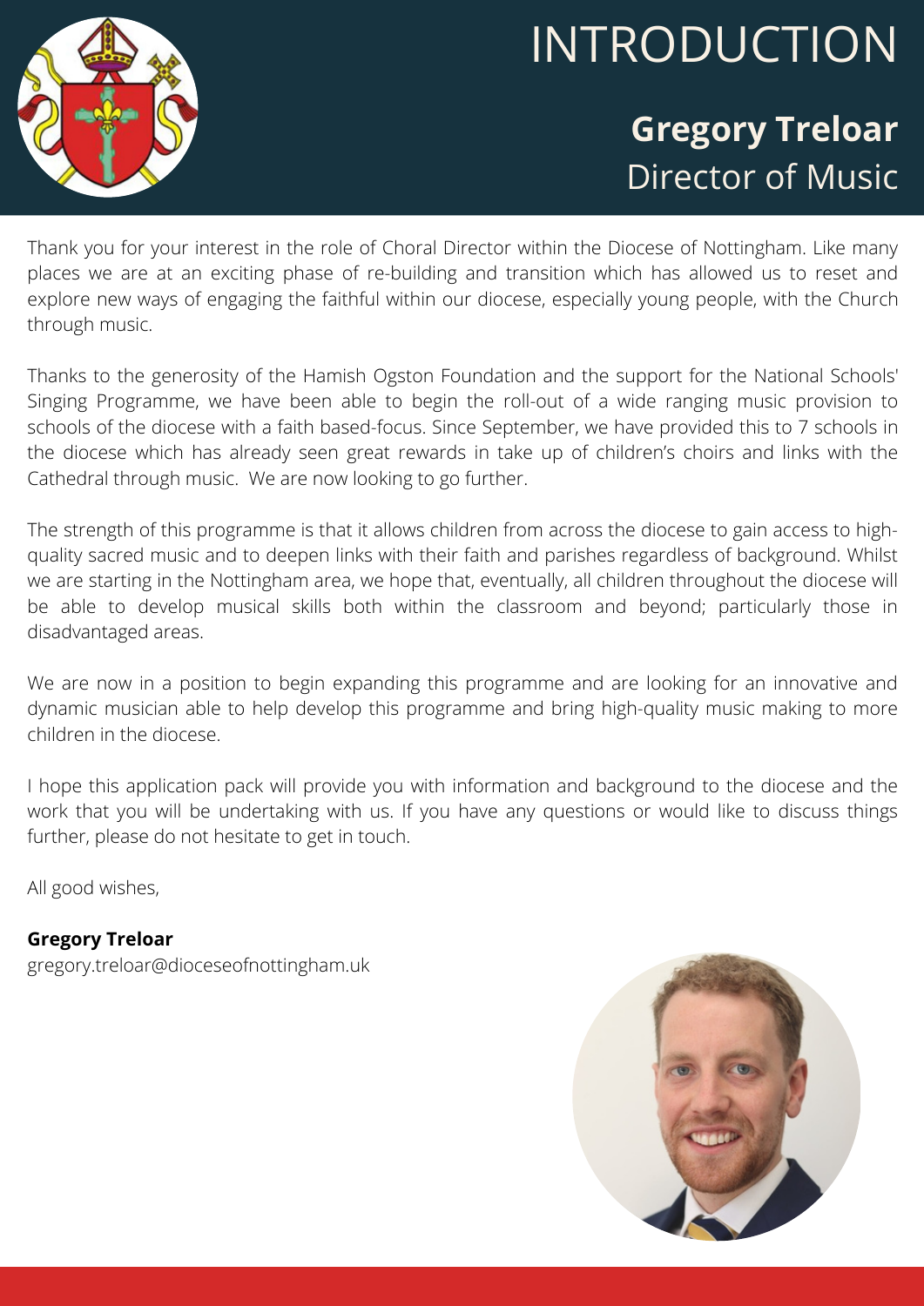# INTRODUCTION

## **Gregory Treloar**
Director of Music

Thank you for your interest in the role of Choral Director within the Diocese of Nottingham. Like many places we are at an exciting phase of re-building and transition which has allowed us to reset and explore new ways of engaging the faithful within our diocese, especially young people, with the Church through music.

Thanks to the generosity of the Hamish Ogston Foundation and the support for the National Schools' Singing Programme, we have been able to begin the roll-out of a wide ranging music provision to schools of the diocese with a faith based-focus. Since September, we have provided this to 7 schools in the diocese which has already seen great rewards in take up of children's choirs and links with the Cathedral through music. We are now looking to go further.

The strength of this programme is that it allows children from across the diocese to gain access to high-quality sacred music and to deepen links with their faith and parishes regardless of background. Whilst we are starting in the Nottingham area, we hope that, eventually, all children throughout the diocese will be able to develop musical skills both within the classroom and beyond; particularly those in disadvantaged areas.

We are now in a position to begin expanding this programme and are looking for an innovative and dynamic musician able to help develop this programme and bring high-quality music making to more children in the diocese.

I hope this application pack will provide you with information and background to the diocese and the work that you will be undertaking with us. If you have any questions or would like to discuss things further, please do not hesitate to get in touch.

All good wishes,

**Gregory Treloar**
gregory.treloar@dioceseofnottingham.uk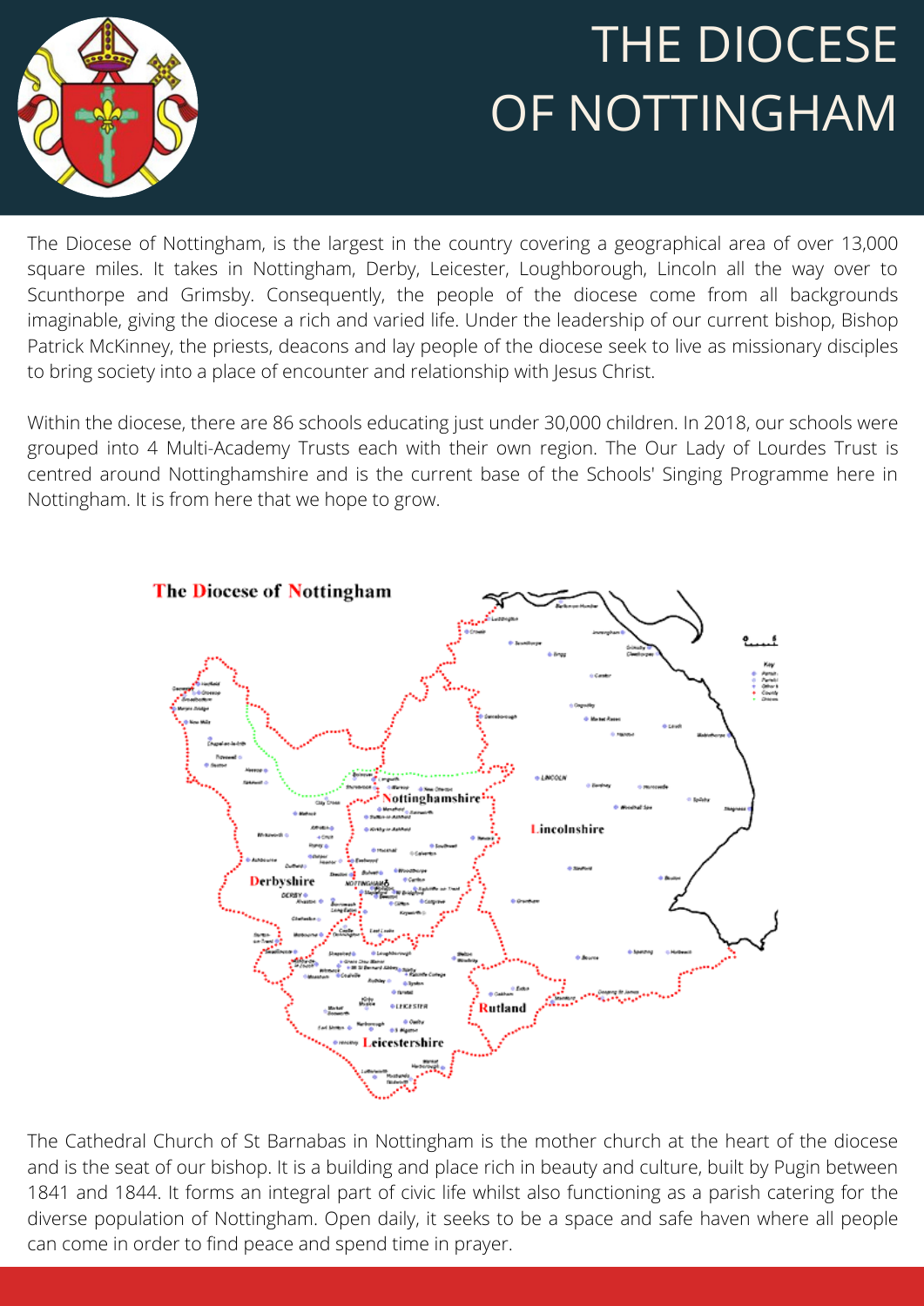# THE DIOCESE OF NOTTINGHAM

The Diocese of Nottingham, is the largest in the country covering a geographical area of over 13,000 square miles. It takes in Nottingham, Derby, Leicester, Loughborough, Lincoln all the way over to Scunthorpe and Grimsby. Consequently, the people of the diocese come from all backgrounds imaginable, giving the diocese a rich and varied life. Under the leadership of our current bishop, Bishop Patrick McKinney, the priests, deacons and lay people of the diocese seek to live as missionary disciples to bring society into a place of encounter and relationship with Jesus Christ.

Within the diocese, there are 86 schools educating just under 30,000 children. In 2018, our schools were grouped into 4 Multi-Academy Trusts each with their own region. The Our Lady of Lourdes Trust is centred around Nottinghamshire and is the current base of the Schools' Singing Programme here in Nottingham. It is from here that we hope to grow.

The Diocese of Nottingham

The Cathedral Church of St Barnabas in Nottingham is the mother church at the heart of the diocese and is the seat of our bishop. It is a building and place rich in beauty and culture, built by Pugin between 1841 and 1844. It forms an integral part of civic life whilst also functioning as a parish catering for the diverse population of Nottingham. Open daily, it seeks to be a space and safe haven where all people can come in order to find peace and spend time in prayer.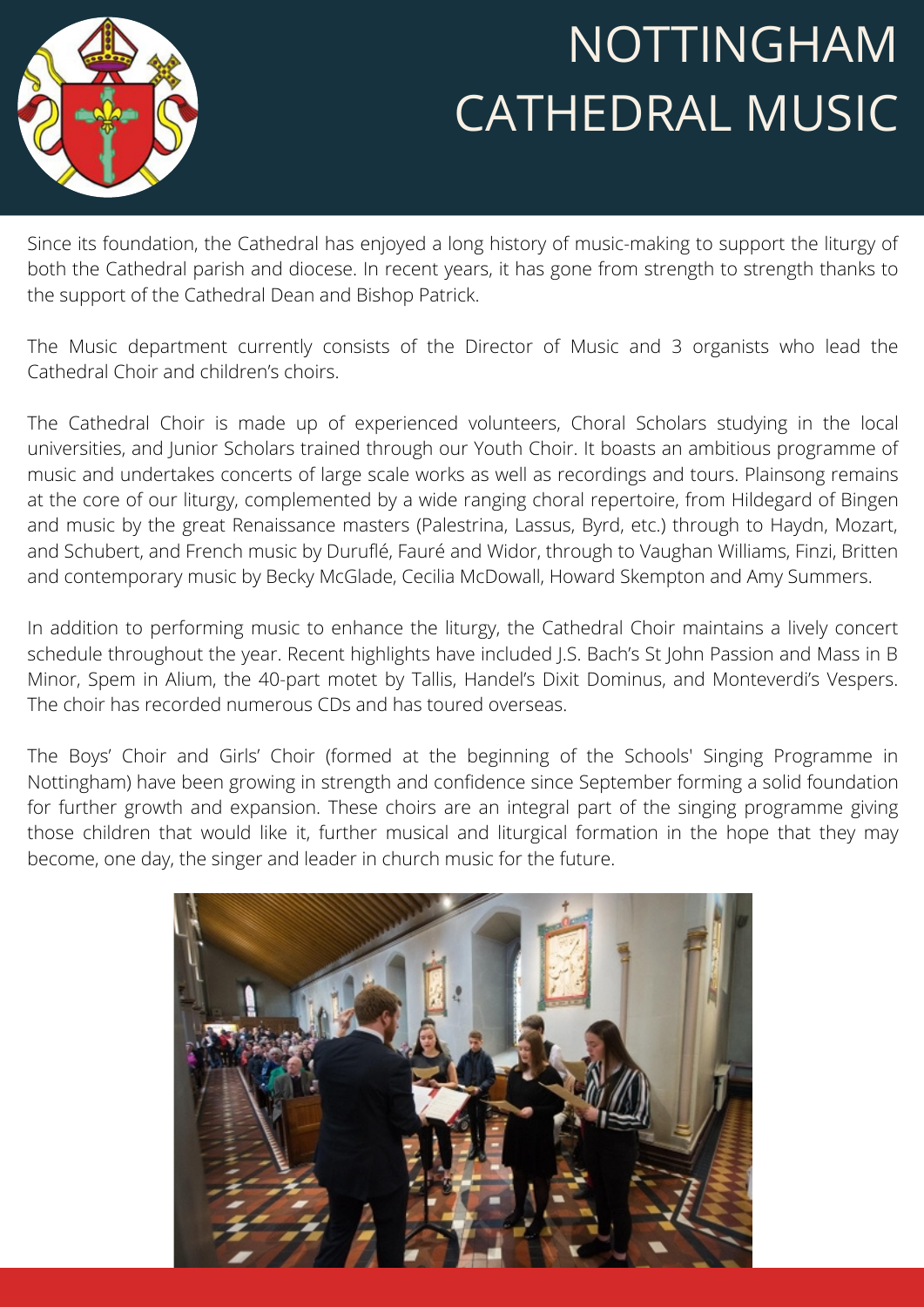# NOTTINGHAM CATHEDRAL MUSIC

Since its foundation, the Cathedral has enjoyed a long history of music-making to support the liturgy of both the Cathedral parish and diocese. In recent years, it has gone from strength to strength thanks to the support of the Cathedral Dean and Bishop Patrick.

The Music department currently consists of the Director of Music and 3 organists who lead the Cathedral Choir and children's choirs.

The Cathedral Choir is made up of experienced volunteers, Choral Scholars studying in the local universities, and Junior Scholars trained through our Youth Choir. It boasts an ambitious programme of music and undertakes concerts of large scale works as well as recordings and tours. Plainsong remains at the core of our liturgy, complemented by a wide ranging choral repertoire, from Hildegard of Bingen and music by the great Renaissance masters (Palestrina, Lassus, Byrd, etc.) through to Haydn, Mozart, and Schubert, and French music by Duruflé, Fauré and Widor, through to Vaughan Williams, Finzi, Britten and contemporary music by Becky McGlade, Cecilia McDowall, Howard Skempton and Amy Summers.

In addition to performing music to enhance the liturgy, the Cathedral Choir maintains a lively concert schedule throughout the year. Recent highlights have included J.S. Bach's St John Passion and Mass in B Minor, Spem in Alium, the 40-part motet by Tallis, Handel's Dixit Dominus, and Monteverdi's Vespers. The choir has recorded numerous CDs and has toured overseas.

The Boys' Choir and Girls' Choir (formed at the beginning of the Schools' Singing Programme in Nottingham) have been growing in strength and confidence since September forming a solid foundation for further growth and expansion. These choirs are an integral part of the singing programme giving those children that would like it, further musical and liturgical formation in the hope that they may become, one day, the singer and leader in church music for the future.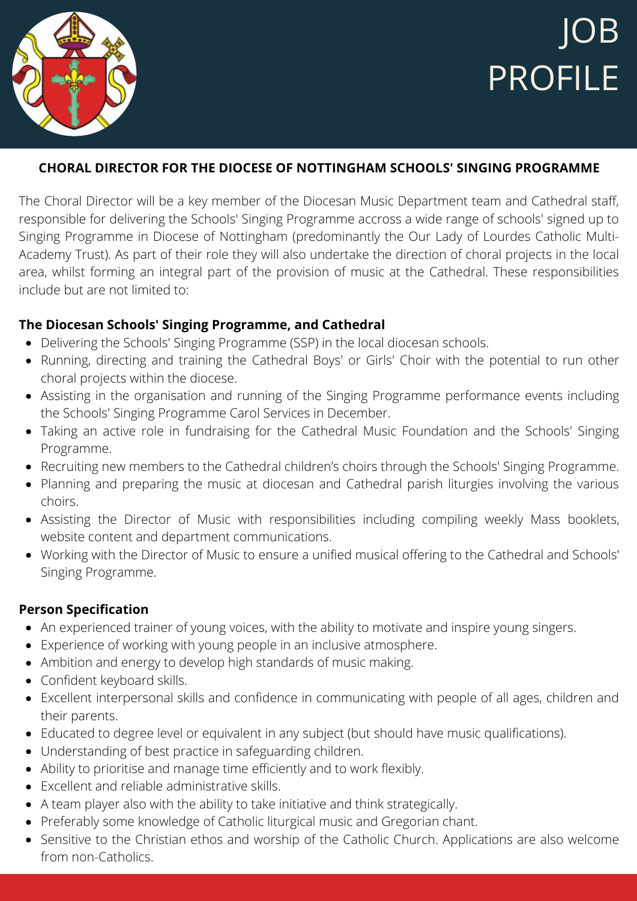# JOB PROFILE

**CHORAL DIRECTOR FOR THE DIOCESE OF NOTTINGHAM SCHOOLS' SINGING PROGRAMME**

The Choral Director will be a key member of the Diocesan Music Department team and Cathedral staff, responsible for delivering the Schools' Singing Programme accross a wide range of schools' signed up to Singing Programme in Diocese of Nottingham (predominantly the Our Lady of Lourdes Catholic Multi-Academy Trust). As part of their role they will also undertake the direction of choral projects in the local area, whilst forming an integral part of the provision of music at the Cathedral. These responsibilities include but are not limited to:

**The Diocesan Schools' Singing Programme, and Cathedral**

- Delivering the Schools' Singing Programme (SSP) in the local diocesan schools.
- Running, directing and training the Cathedral Boys' or Girls' Choir with the potential to run other choral projects within the diocese.
- Assisting in the organisation and running of the Singing Programme performance events including the Schools' Singing Programme Carol Services in December.
- Taking an active role in fundraising for the Cathedral Music Foundation and the Schools' Singing Programme.
- Recruiting new members to the Cathedral children's choirs through the Schools' Singing Programme.
- Planning and preparing the music at diocesan and Cathedral parish liturgies involving the various choirs.
- Assisting the Director of Music with responsibilities including compiling weekly Mass booklets, website content and department communications.
- Working with the Director of Music to ensure a unified musical offering to the Cathedral and Schools' Singing Programme.

**Person Specification**

- An experienced trainer of young voices, with the ability to motivate and inspire young singers.
- Experience of working with young people in an inclusive atmosphere.
- Ambition and energy to develop high standards of music making.
- Confident keyboard skills.
- Excellent interpersonal skills and confidence in communicating with people of all ages, children and their parents.
- Educated to degree level or equivalent in any subject (but should have music qualifications).
- Understanding of best practice in safeguarding children.
- Ability to prioritise and manage time efficiently and to work flexibly.
- Excellent and reliable administrative skills.
- A team player also with the ability to take initiative and think strategically.
- Preferably some knowledge of Catholic liturgical music and Gregorian chant.
- Sensitive to the Christian ethos and worship of the Catholic Church. Applications are also welcome from non-Catholics.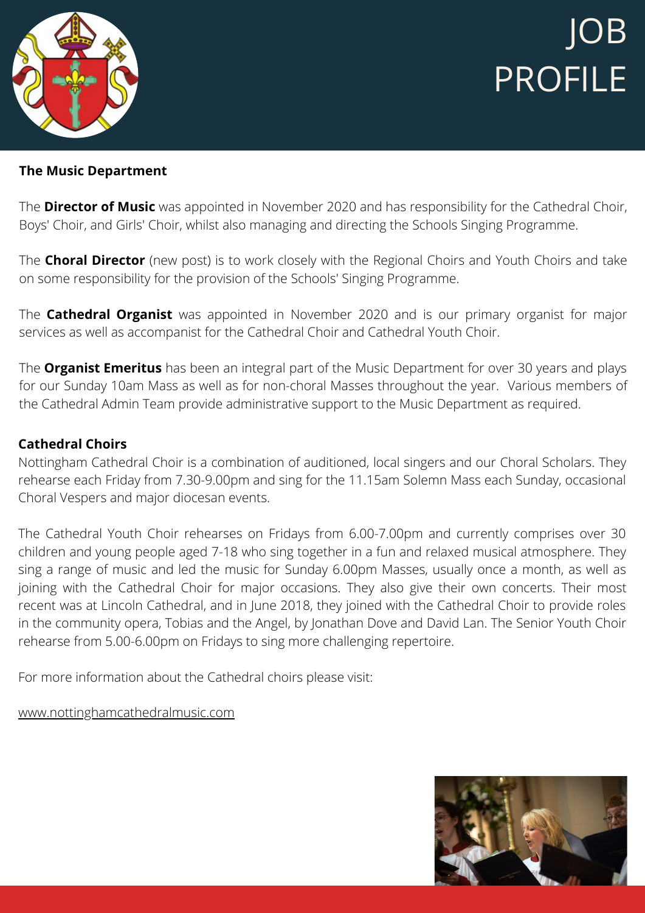# JOB PROFILE

**The Music Department**

The **Director of Music** was appointed in November 2020 and has responsibility for the Cathedral Choir, Boys' Choir, and Girls' Choir, whilst also managing and directing the Schools Singing Programme.

The **Choral Director** (new post) is to work closely with the Regional Choirs and Youth Choirs and take on some responsibility for the provision of the Schools' Singing Programme.

The **Cathedral Organist** was appointed in November 2020 and is our primary organist for major services as well as accompanist for the Cathedral Choir and Cathedral Youth Choir.

The **Organist Emeritus** has been an integral part of the Music Department for over 30 years and plays for our Sunday 10am Mass as well as for non-choral Masses throughout the year. Various members of the Cathedral Admin Team provide administrative support to the Music Department as required.

**Cathedral Choirs**

Nottingham Cathedral Choir is a combination of auditioned, local singers and our Choral Scholars. They rehearse each Friday from 7.30-9.00pm and sing for the 11.15am Solemn Mass each Sunday, occasional Choral Vespers and major diocesan events.

The Cathedral Youth Choir rehearses on Fridays from 6.00-7.00pm and currently comprises over 30 children and young people aged 7-18 who sing together in a fun and relaxed musical atmosphere. They sing a range of music and led the music for Sunday 6.00pm Masses, usually once a month, as well as joining with the Cathedral Choir for major occasions. They also give their own concerts. Their most recent was at Lincoln Cathedral, and in June 2018, they joined with the Cathedral Choir to provide roles in the community opera, Tobias and the Angel, by Jonathan Dove and David Lan. The Senior Youth Choir rehearse from 5.00-6.00pm on Fridays to sing more challenging repertoire.

For more information about the Cathedral choirs please visit:

www.nottinghamcathedralmusic.com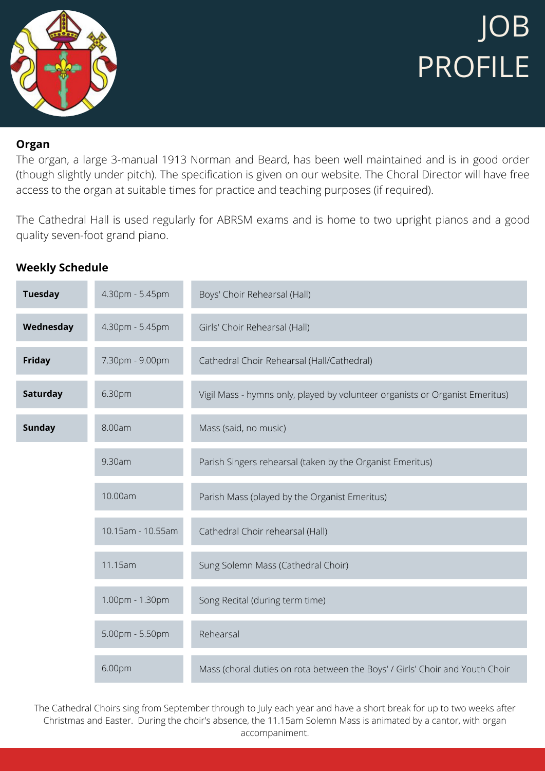# JOB PROFILE

**Organ**

The organ, a large 3-manual 1913 Norman and Beard, has been well maintained and is in good order (though slightly under pitch). The specification is given on our website. The Choral Director will have free access to the organ at suitable times for practice and teaching purposes (if required).

The Cathedral Hall is used regularly for ABRSM exams and is home to two upright pianos and a good quality seven-foot grand piano.

**Weekly Schedule**

| | | |
|---|---|---|
| **Tuesday** | 4.30pm - 5.45pm | Boys' Choir Rehearsal (Hall) |
| **Wednesday** | 4.30pm - 5.45pm | Girls' Choir Rehearsal (Hall) |
| **Friday** | 7.30pm - 9.00pm | Cathedral Choir Rehearsal (Hall/Cathedral) |
| **Saturday** | 6.30pm | Vigil Mass - hymns only, played by volunteer organists or Organist Emeritus) |
| **Sunday** | 8.00am | Mass (said, no music) |
| | 9.30am | Parish Singers rehearsal (taken by the Organist Emeritus) |
| | 10.00am | Parish Mass (played by the Organist Emeritus) |
| | 10.15am - 10.55am | Cathedral Choir rehearsal (Hall) |
| | 11.15am | Sung Solemn Mass (Cathedral Choir) |
| | 1.00pm - 1.30pm | Song Recital (during term time) |
| | 5.00pm - 5.50pm | Rehearsal |
| | 6.00pm | Mass (choral duties on rota between the Boys' / Girls' Choir and Youth Choir |

The Cathedral Choirs sing from September through to July each year and have a short break for up to two weeks after Christmas and Easter. During the choir's absence, the 11.15am Solemn Mass is animated by a cantor, with organ accompaniment.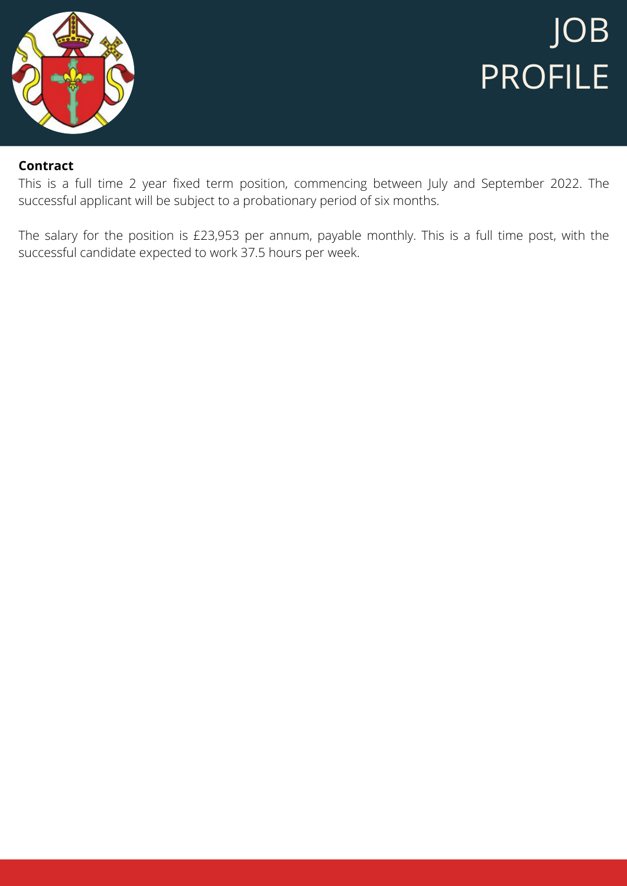# JOB PROFILE

**Contract**

This is a full time 2 year fixed term position, commencing between July and September 2022. The successful applicant will be subject to a probationary period of six months.

The salary for the position is £23,953 per annum, payable monthly. This is a full time post, with the successful candidate expected to work 37.5 hours per week.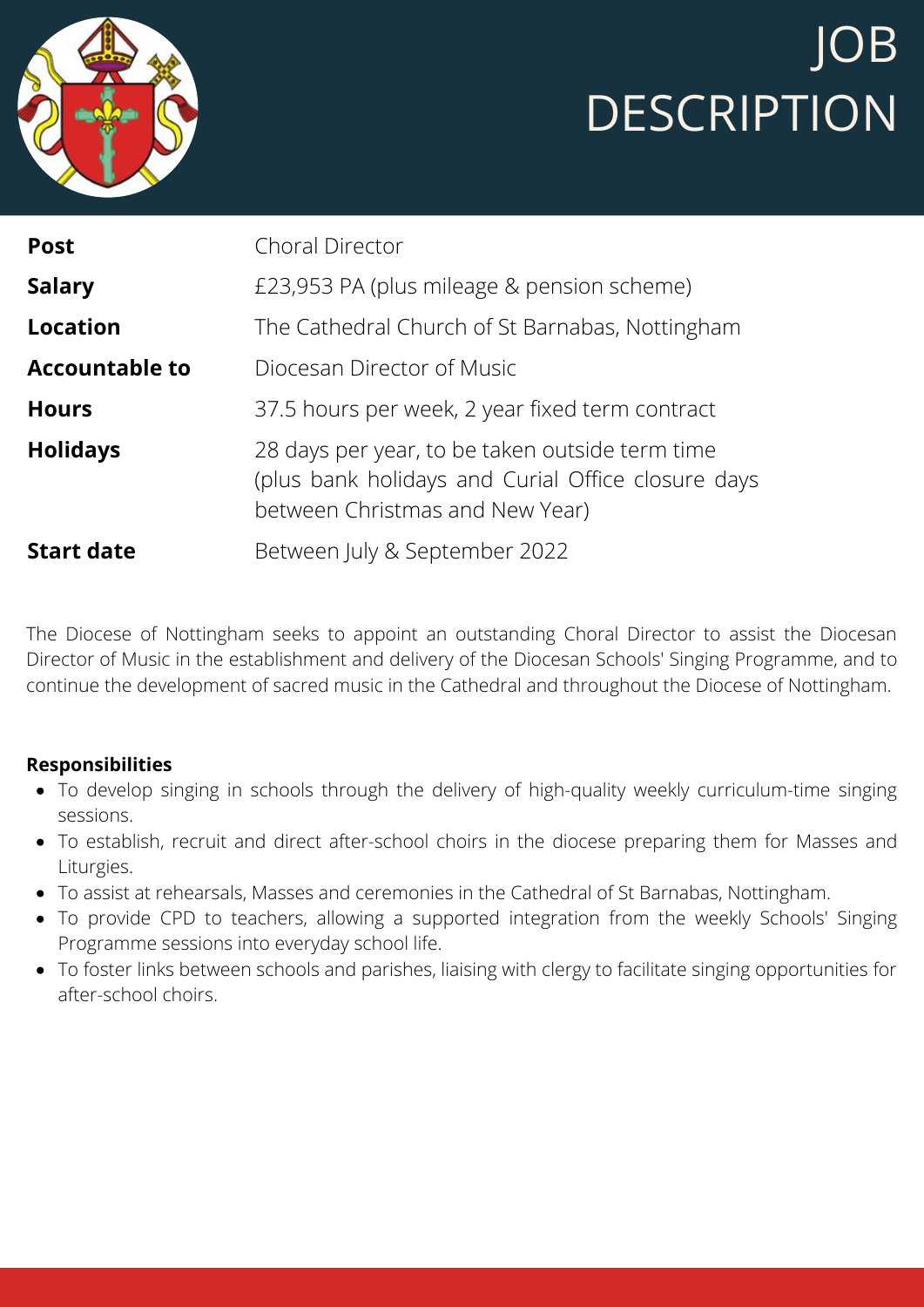# JOB DESCRIPTION

| | |
|---|---|
| **Post** | Choral Director |
| **Salary** | £23,953 PA (plus mileage & pension scheme) |
| **Location** | The Cathedral Church of St Barnabas, Nottingham |
| **Accountable to** | Diocesan Director of Music |
| **Hours** | 37.5 hours per week, 2 year fixed term contract |
| **Holidays** | 28 days per year, to be taken outside term time (plus bank holidays and Curial Office closure days between Christmas and New Year) |
| **Start date** | Between July & September 2022 |

The Diocese of Nottingham seeks to appoint an outstanding Choral Director to assist the Diocesan Director of Music in the establishment and delivery of the Diocesan Schools' Singing Programme, and to continue the development of sacred music in the Cathedral and throughout the Diocese of Nottingham.

**Responsibilities**

- To develop singing in schools through the delivery of high-quality weekly curriculum-time singing sessions.
- To establish, recruit and direct after-school choirs in the diocese preparing them for Masses and Liturgies.
- To assist at rehearsals, Masses and ceremonies in the Cathedral of St Barnabas, Nottingham.
- To provide CPD to teachers, allowing a supported integration from the weekly Schools' Singing Programme sessions into everyday school life.
- To foster links between schools and parishes, liaising with clergy to facilitate singing opportunities for after-school choirs.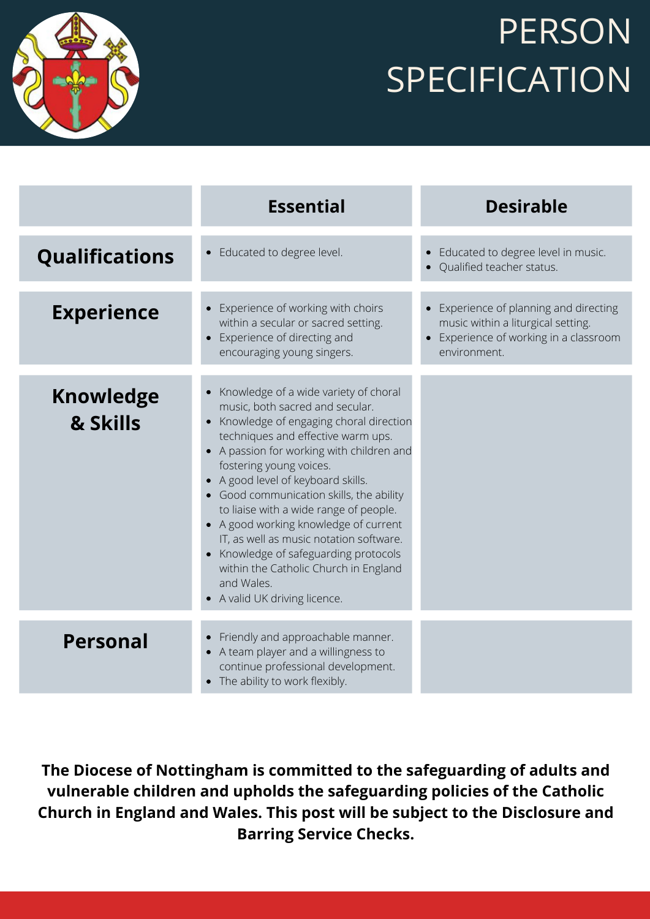# PERSON SPECIFICATION

| | Essential | Desirable |
|---|---|---|
| **Qualifications** | • Educated to degree level. | • Educated to degree level in music.<br>• Qualified teacher status. |
| **Experience** | • Experience of working with choirs within a secular or sacred setting.<br>• Experience of directing and encouraging young singers. | • Experience of planning and directing music within a liturgical setting.<br>• Experience of working in a classroom environment. |
| **Knowledge & Skills** | • Knowledge of a wide variety of choral music, both sacred and secular.<br>• Knowledge of engaging choral direction techniques and effective warm ups.<br>• A passion for working with children and fostering young voices.<br>• A good level of keyboard skills.<br>• Good communication skills, the ability to liaise with a wide range of people.<br>• A good working knowledge of current IT, as well as music notation software.<br>• Knowledge of safeguarding protocols within the Catholic Church in England and Wales.<br>• A valid UK driving licence. | |
| **Personal** | • Friendly and approachable manner.<br>• A team player and a willingness to continue professional development.<br>• The ability to work flexibly. | |

**The Diocese of Nottingham is committed to the safeguarding of adults and vulnerable children and upholds the safeguarding policies of the Catholic Church in England and Wales. This post will be subject to the Disclosure and Barring Service Checks.**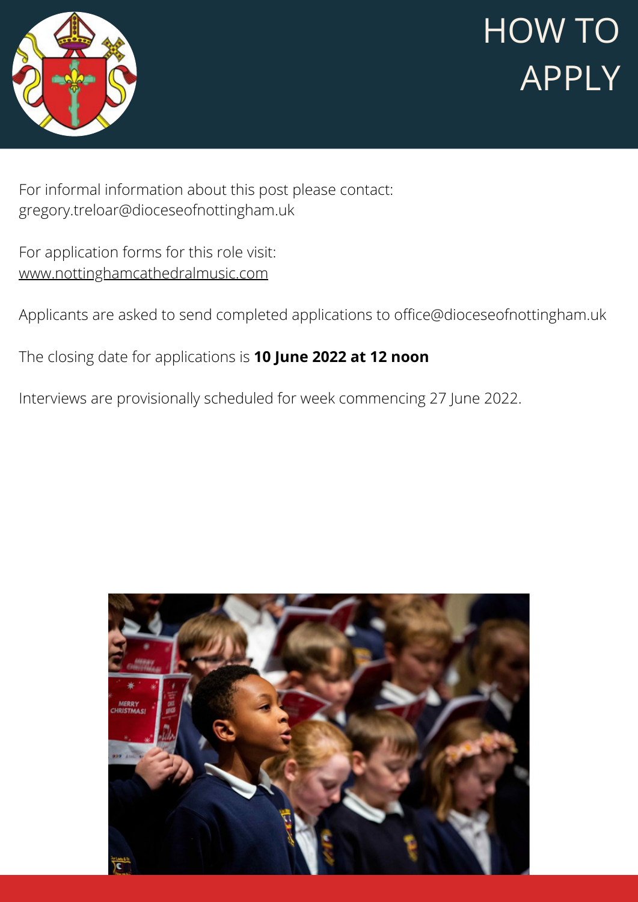# HOW TO APPLY

For informal information about this post please contact:
gregory.treloar@dioceseofnottingham.uk

For application forms for this role visit:
www.nottinghamcathedralmusic.com

Applicants are asked to send completed applications to office@dioceseofnottingham.uk

The closing date for applications is **10 June 2022 at 12 noon**

Interviews are provisionally scheduled for week commencing 27 June 2022.